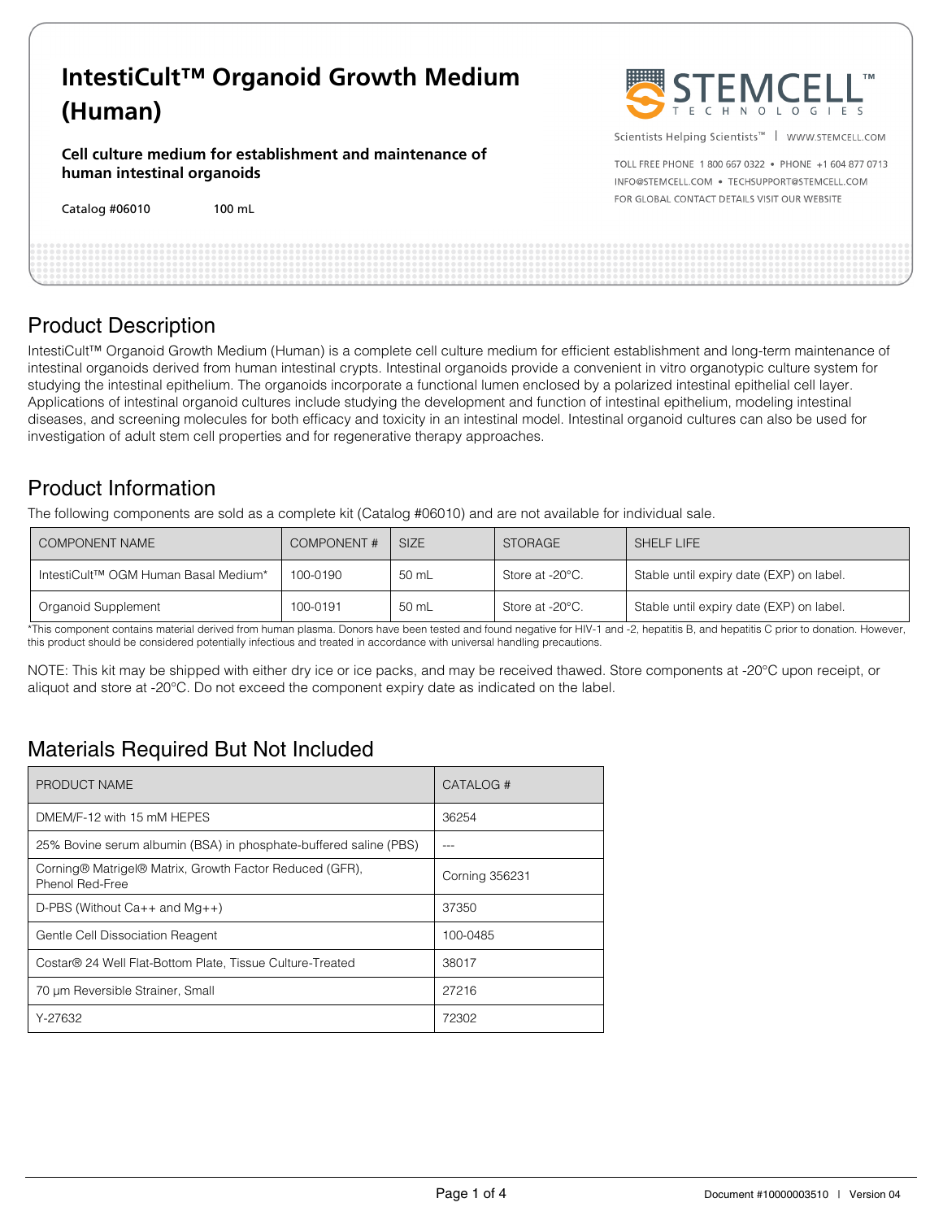# IntestiCult™ Organoid Growth Medium (Human)

**Cell culture medium for establishment and maintenance of human intestinal organoids**

Catalog #06010 100 mL

STEMCELL™ TECHNOLOGIES

Scientists Helping Scientists™ | WWW.STEMCELL.COM

TOLL FREE PHONE 1 800 667 0322 • PHONE +1 604 877 0713
INFO@STEMCELL.COM • TECHSUPPORT@STEMCELL.COM
FOR GLOBAL CONTACT DETAILS VISIT OUR WEBSITE

## Product Description

IntestiCult™ Organoid Growth Medium (Human) is a complete cell culture medium for efficient establishment and long-term maintenance of intestinal organoids derived from human intestinal crypts. Intestinal organoids provide a convenient in vitro organotypic culture system for studying the intestinal epithelium. The organoids incorporate a functional lumen enclosed by a polarized intestinal epithelial cell layer. Applications of intestinal organoid cultures include studying the development and function of intestinal epithelium, modeling intestinal diseases, and screening molecules for both efficacy and toxicity in an intestinal model. Intestinal organoid cultures can also be used for investigation of adult stem cell properties and for regenerative therapy approaches.

## Product Information

The following components are sold as a complete kit (Catalog #06010) and are not available for individual sale.

| COMPONENT NAME | COMPONENT # | SIZE | STORAGE | SHELF LIFE |
|---|---|---|---|---|
| IntestiCult™ OGM Human Basal Medium* | 100-0190 | 50 mL | Store at -20°C. | Stable until expiry date (EXP) on label. |
| Organoid Supplement | 100-0191 | 50 mL | Store at -20°C. | Stable until expiry date (EXP) on label. |

*This component contains material derived from human plasma. Donors have been tested and found negative for HIV-1 and -2, hepatitis B, and hepatitis C prior to donation. However, this product should be considered potentially infectious and treated in accordance with universal handling precautions.

NOTE: This kit may be shipped with either dry ice or ice packs, and may be received thawed. Store components at -20°C upon receipt, or aliquot and store at -20°C. Do not exceed the component expiry date as indicated on the label.

## Materials Required But Not Included

| PRODUCT NAME | CATALOG # |
|---|---|
| DMEM/F-12 with 15 mM HEPES | 36254 |
| 25% Bovine serum albumin (BSA) in phosphate-buffered saline (PBS) | --- |
| Corning® Matrigel® Matrix, Growth Factor Reduced (GFR), Phenol Red-Free | Corning 356231 |
| D-PBS (Without Ca++ and Mg++) | 37350 |
| Gentle Cell Dissociation Reagent | 100-0485 |
| Costar® 24 Well Flat-Bottom Plate, Tissue Culture-Treated | 38017 |
| 70 µm Reversible Strainer, Small | 27216 |
| Y-27632 | 72302 |

Document #10000003510 | Version 04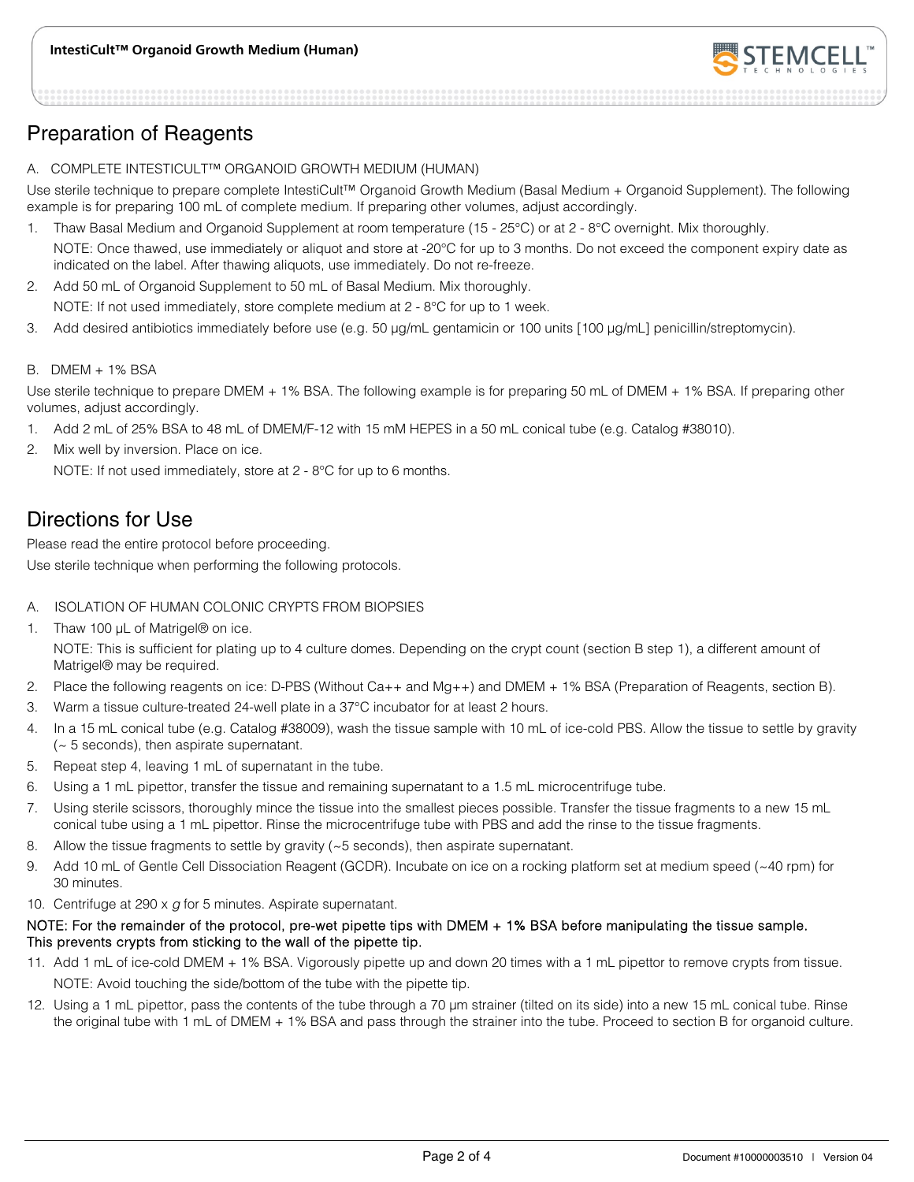## Preparation of Reagents

### A. COMPLETE INTESTICULT™ ORGANOID GROWTH MEDIUM (HUMAN)

Use sterile technique to prepare complete IntestiCult™ Organoid Growth Medium (Basal Medium + Organoid Supplement). The following example is for preparing 100 mL of complete medium. If preparing other volumes, adjust accordingly.

1. Thaw Basal Medium and Organoid Supplement at room temperature (15 - 25°C) or at 2 - 8°C overnight. Mix thoroughly.

   NOTE: Once thawed, use immediately or aliquot and store at -20°C for up to 3 months. Do not exceed the component expiry date as indicated on the label. After thawing aliquots, use immediately. Do not re-freeze.

2. Add 50 mL of Organoid Supplement to 50 mL of Basal Medium. Mix thoroughly.

   NOTE: If not used immediately, store complete medium at 2 - 8°C for up to 1 week.

3. Add desired antibiotics immediately before use (e.g. 50 µg/mL gentamicin or 100 units [100 µg/mL] penicillin/streptomycin).

### B. DMEM + 1% BSA

Use sterile technique to prepare DMEM + 1% BSA. The following example is for preparing 50 mL of DMEM + 1% BSA. If preparing other volumes, adjust accordingly.

1. Add 2 mL of 25% BSA to 48 mL of DMEM/F-12 with 15 mM HEPES in a 50 mL conical tube (e.g. Catalog #38010).
2. Mix well by inversion. Place on ice.

   NOTE: If not used immediately, store at 2 - 8°C for up to 6 months.

## Directions for Use

Please read the entire protocol before proceeding.

Use sterile technique when performing the following protocols.

### A. ISOLATION OF HUMAN COLONIC CRYPTS FROM BIOPSIES

1. Thaw 100 µL of Matrigel® on ice.

   NOTE: This is sufficient for plating up to 4 culture domes. Depending on the crypt count (section B step 1), a different amount of Matrigel® may be required.

2. Place the following reagents on ice: D-PBS (Without Ca++ and Mg++) and DMEM + 1% BSA (Preparation of Reagents, section B).
3. Warm a tissue culture-treated 24-well plate in a 37°C incubator for at least 2 hours.
4. In a 15 mL conical tube (e.g. Catalog #38009), wash the tissue sample with 10 mL of ice-cold PBS. Allow the tissue to settle by gravity (~ 5 seconds), then aspirate supernatant.
5. Repeat step 4, leaving 1 mL of supernatant in the tube.
6. Using a 1 mL pipettor, transfer the tissue and remaining supernatant to a 1.5 mL microcentrifuge tube.
7. Using sterile scissors, thoroughly mince the tissue into the smallest pieces possible. Transfer the tissue fragments to a new 15 mL conical tube using a 1 mL pipettor. Rinse the microcentrifuge tube with PBS and add the rinse to the tissue fragments.
8. Allow the tissue fragments to settle by gravity (~5 seconds), then aspirate supernatant.
9. Add 10 mL of Gentle Cell Dissociation Reagent (GCDR). Incubate on ice on a rocking platform set at medium speed (~40 rpm) for 30 minutes.
10. Centrifuge at 290 x *g* for 5 minutes. Aspirate supernatant.

NOTE: For the remainder of the protocol, pre-wet pipette tips with DMEM + 1% BSA before manipulating the tissue sample. This prevents crypts from sticking to the wall of the pipette tip.

11. Add 1 mL of ice-cold DMEM + 1% BSA. Vigorously pipette up and down 20 times with a 1 mL pipettor to remove crypts from tissue.

    NOTE: Avoid touching the side/bottom of the tube with the pipette tip.

12. Using a 1 mL pipettor, pass the contents of the tube through a 70 µm strainer (tilted on its side) into a new 15 mL conical tube. Rinse the original tube with 1 mL of DMEM + 1% BSA and pass through the strainer into the tube. Proceed to section B for organoid culture.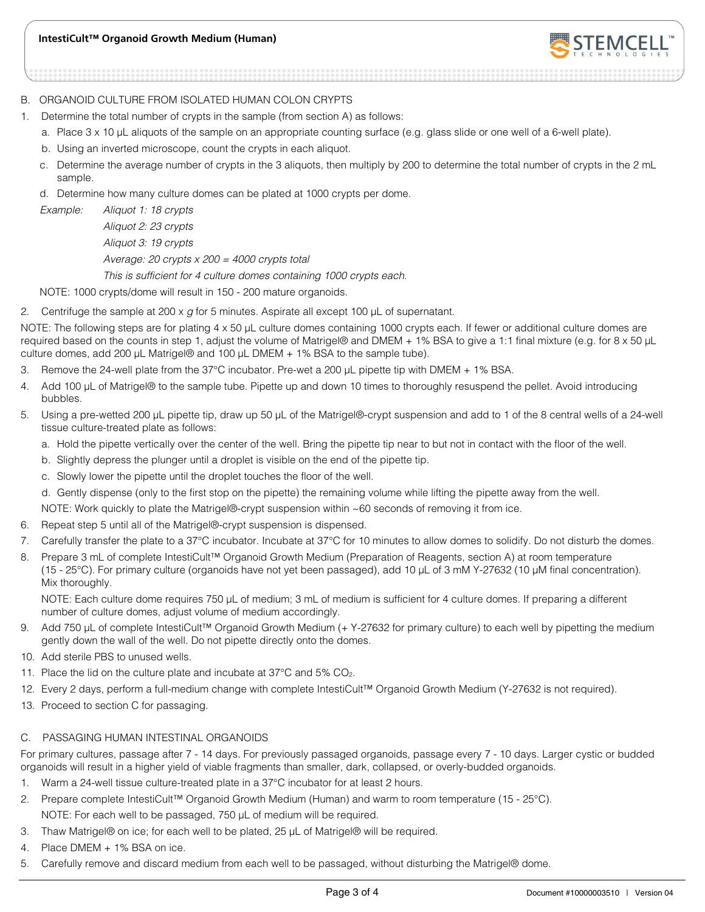## B. ORGANOID CULTURE FROM ISOLATED HUMAN COLON CRYPTS

1. Determine the total number of crypts in the sample (from section A) as follows:
   a. Place 3 x 10 µL aliquots of the sample on an appropriate counting surface (e.g. glass slide or one well of a 6-well plate).
   b. Using an inverted microscope, count the crypts in each aliquot.
   c. Determine the average number of crypts in the 3 aliquots, then multiply by 200 to determine the total number of crypts in the 2 mL sample.
   d. Determine how many culture domes can be plated at 1000 crypts per dome.

   *Example:* *Aliquot 1: 18 crypts*
   *Aliquot 2: 23 crypts*
   *Aliquot 3: 19 crypts*
   *Average: 20 crypts x 200 = 4000 crypts total*
   *This is sufficient for 4 culture domes containing 1000 crypts each.*

   NOTE: 1000 crypts/dome will result in 150 - 200 mature organoids.

2. Centrifuge the sample at 200 x *g* for 5 minutes. Aspirate all except 100 µL of supernatant.

NOTE: The following steps are for plating 4 x 50 µL culture domes containing 1000 crypts each. If fewer or additional culture domes are required based on the counts in step 1, adjust the volume of Matrigel® and DMEM + 1% BSA to give a 1:1 final mixture (e.g. for 8 x 50 µL culture domes, add 200 µL Matrigel® and 100 µL DMEM + 1% BSA to the sample tube).

3. Remove the 24-well plate from the 37°C incubator. Pre-wet a 200 µL pipette tip with DMEM + 1% BSA.
4. Add 100 µL of Matrigel® to the sample tube. Pipette up and down 10 times to thoroughly resuspend the pellet. Avoid introducing bubbles.
5. Using a pre-wetted 200 µL pipette tip, draw up 50 µL of the Matrigel®-crypt suspension and add to 1 of the 8 central wells of a 24-well tissue culture-treated plate as follows:
   a. Hold the pipette vertically over the center of the well. Bring the pipette tip near to but not in contact with the floor of the well.
   b. Slightly depress the plunger until a droplet is visible on the end of the pipette tip.
   c. Slowly lower the pipette until the droplet touches the floor of the well.
   d. Gently dispense (only to the first stop on the pipette) the remaining volume while lifting the pipette away from the well.

   NOTE: Work quickly to plate the Matrigel®-crypt suspension within ~60 seconds of removing it from ice.
6. Repeat step 5 until all of the Matrigel®-crypt suspension is dispensed.
7. Carefully transfer the plate to a 37°C incubator. Incubate at 37°C for 10 minutes to allow domes to solidify. Do not disturb the domes.
8. Prepare 3 mL of complete IntestiCult™ Organoid Growth Medium (Preparation of Reagents, section A) at room temperature (15 - 25°C). For primary culture (organoids have not yet been passaged), add 10 µL of 3 mM Y-27632 (10 µM final concentration). Mix thoroughly.

   NOTE: Each culture dome requires 750 µL of medium; 3 mL of medium is sufficient for 4 culture domes. If preparing a different number of culture domes, adjust volume of medium accordingly.
9. Add 750 µL of complete IntestiCult™ Organoid Growth Medium (+ Y-27632 for primary culture) to each well by pipetting the medium gently down the wall of the well. Do not pipette directly onto the domes.
10. Add sterile PBS to unused wells.
11. Place the lid on the culture plate and incubate at 37°C and 5% $CO_2$.
12. Every 2 days, perform a full-medium change with complete IntestiCult™ Organoid Growth Medium (Y-27632 is not required).
13. Proceed to section C for passaging.

## C. PASSAGING HUMAN INTESTINAL ORGANOIDS

For primary cultures, passage after 7 - 14 days. For previously passaged organoids, passage every 7 - 10 days. Larger cystic or budded organoids will result in a higher yield of viable fragments than smaller, dark, collapsed, or overly-budded organoids.

1. Warm a 24-well tissue culture-treated plate in a 37°C incubator for at least 2 hours.
2. Prepare complete IntestiCult™ Organoid Growth Medium (Human) and warm to room temperature (15 - 25°C).

   NOTE: For each well to be passaged, 750 µL of medium will be required.
3. Thaw Matrigel® on ice; for each well to be plated, 25 µL of Matrigel® will be required.
4. Place DMEM + 1% BSA on ice.
5. Carefully remove and discard medium from each well to be passaged, without disturbing the Matrigel® dome.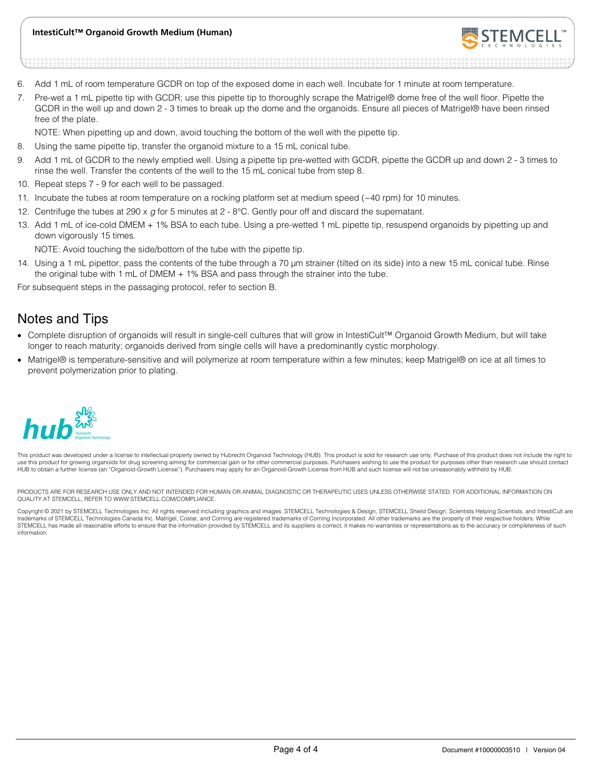6. Add 1 mL of room temperature GCDR on top of the exposed dome in each well. Incubate for 1 minute at room temperature.
7. Pre-wet a 1 mL pipette tip with GCDR; use this pipette tip to thoroughly scrape the Matrigel® dome free of the well floor. Pipette the GCDR in the well up and down 2 - 3 times to break up the dome and the organoids. Ensure all pieces of Matrigel® have been rinsed free of the plate.

   NOTE: When pipetting up and down, avoid touching the bottom of the well with the pipette tip.
8. Using the same pipette tip, transfer the organoid mixture to a 15 mL conical tube.
9. Add 1 mL of GCDR to the newly emptied well. Using a pipette tip pre-wetted with GCDR, pipette the GCDR up and down 2 - 3 times to rinse the well. Transfer the contents of the well to the 15 mL conical tube from step 8.
10. Repeat steps 7 - 9 for each well to be passaged.
11. Incubate the tubes at room temperature on a rocking platform set at medium speed (~40 rpm) for 10 minutes.
12. Centrifuge the tubes at 290 x *g* for 5 minutes at 2 - 8°C. Gently pour off and discard the supernatant.
13. Add 1 mL of ice-cold DMEM + 1% BSA to each tube. Using a pre-wetted 1 mL pipette tip, resuspend organoids by pipetting up and down vigorously 15 times.

    NOTE: Avoid touching the side/bottom of the tube with the pipette tip.
14. Using a 1 mL pipettor, pass the contents of the tube through a 70 μm strainer (tilted on its side) into a new 15 mL conical tube. Rinse the original tube with 1 mL of DMEM + 1% BSA and pass through the strainer into the tube.

For subsequent steps in the passaging protocol, refer to section B.

## Notes and Tips

- Complete disruption of organoids will result in single-cell cultures that will grow in IntestiCult™ Organoid Growth Medium, but will take longer to reach maturity; organoids derived from single cells will have a predominantly cystic morphology.
- Matrigel® is temperature-sensitive and will polymerize at room temperature within a few minutes; keep Matrigel® on ice at all times to prevent polymerization prior to plating.

hub Hubrecht Organoid Technology

This product was developed under a license to intellectual property owned by Hubrecht Organoid Technology (HUB). This product is sold for research use only. Purchase of this product does not include the right to use this product for growing organoids for drug screening aiming for commercial gain or for other commercial purposes. Purchasers wishing to use the product for purposes other than research use should contact HUB to obtain a further license (an "Organoid-Growth License"). Purchasers may apply for an Organoid-Growth License from HUB and such license will not be unreasonably withheld by HUB.

PRODUCTS ARE FOR RESEARCH USE ONLY AND NOT INTENDED FOR HUMAN OR ANIMAL DIAGNOSTIC OR THERAPEUTIC USES UNLESS OTHERWISE STATED. FOR ADDITIONAL INFORMATION ON QUALITY AT STEMCELL, REFER TO WWW.STEMCELL.COM/COMPLIANCE.

Copyright © 2021 by STEMCELL Technologies Inc. All rights reserved including graphics and images. STEMCELL Technologies & Design, STEMCELL Shield Design, Scientists Helping Scientists, and IntestiCult are trademarks of STEMCELL Technologies Canada Inc. Matrigel, Costar, and Corning are registered trademarks of Corning Incorporated. All other trademarks are the property of their respective holders. While STEMCELL has made all reasonable efforts to ensure that the information provided by STEMCELL and its suppliers is correct, it makes no warranties or representations as to the accuracy or completeness of such information.